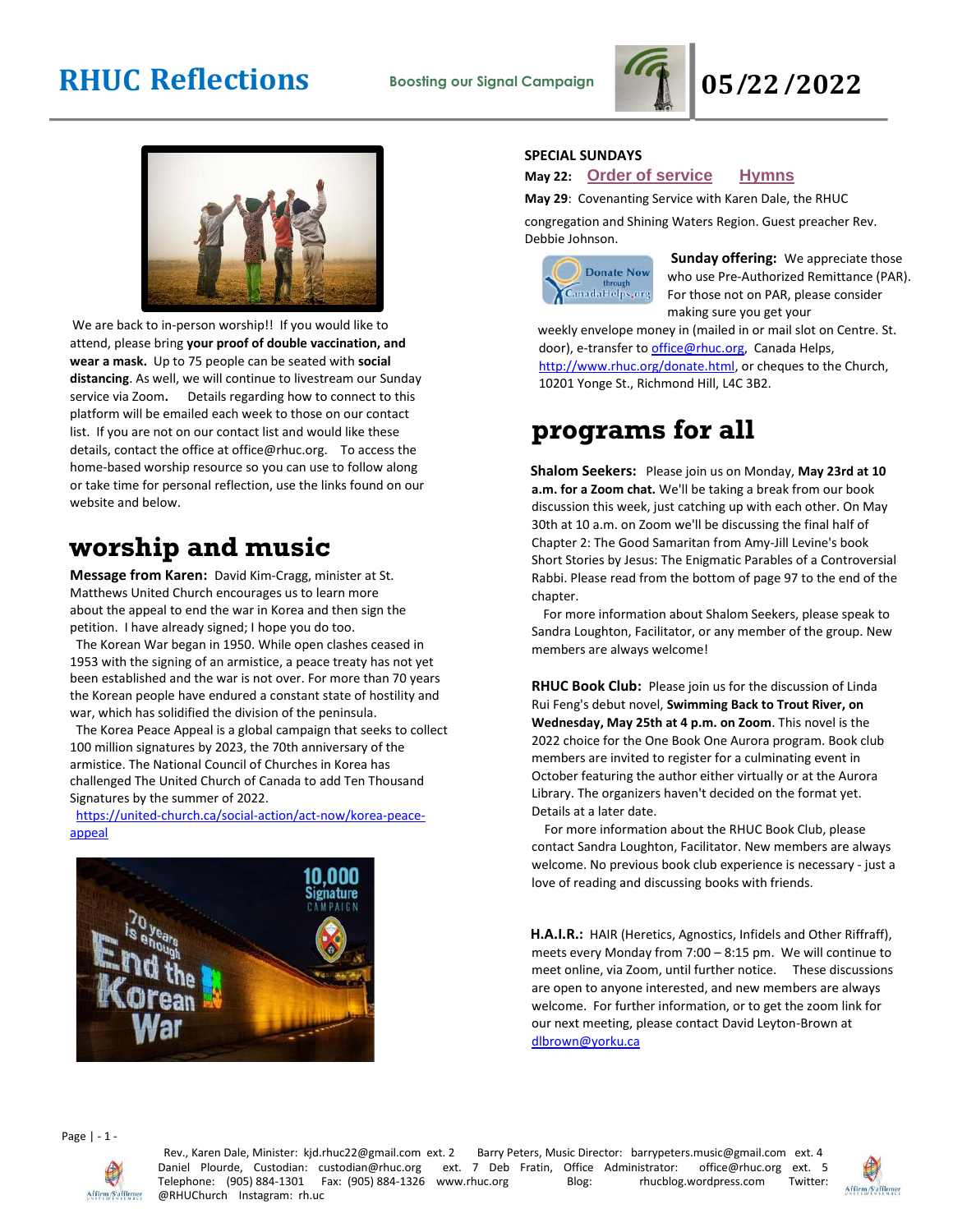# RHUC Reflections

**Boosting our Signal Campaign**

**05/22/2022**

We are back to in-person worship!! If you would like to attend, please bring **your proof of double vaccination, and wear a mask.** Up to 75 people can be seated with **social distancing**. As well, we will continue to livestream our Sunday service via Zoom**.** Details regarding how to connect to this platform will be emailed each week to those on our contact list. If you are not on our contact list and would like these details, contact the office at office@rhuc.org. To access the home-based worship resource so you can use to follow along or take time for personal reflection, use the links found on our website and below.

## worship and music

**Message from Karen:** David Kim-Cragg, minister at St. Matthews United Church encourages us to learn more about the appeal to end the war in Korea and then sign the petition. I have already signed; I hope you do too.

The Korean War began in 1950. While open clashes ceased in 1953 with the signing of an armistice, a peace treaty has not yet been established and the war is not over. For more than 70 years the Korean people have endured a constant state of hostility and war, which has solidified the division of the peninsula.

The Korea Peace Appeal is a global campaign that seeks to collect 100 million signatures by 2023, the 70th anniversary of the armistice. The National Council of Churches in Korea has challenged The United Church of Canada to add Ten Thousand Signatures by the summer of 2022.

https://united-church.ca/social-action/act-now/korea-peace-appeal

**SPECIAL SUNDAYS**

**May 22:** Order of service Hymns

**May 29**: Covenanting Service with Karen Dale, the RHUC congregation and Shining Waters Region. Guest preacher Rev. Debbie Johnson.

**Sunday offering:** We appreciate those who use Pre-Authorized Remittance (PAR). For those not on PAR, please consider making sure you get your weekly envelope money in (mailed in or mail slot on Centre. St. door), e-transfer to office@rhuc.org, Canada Helps, http://www.rhuc.org/donate.html, or cheques to the Church, 10201 Yonge St., Richmond Hill, L4C 3B2.

## programs for all

**Shalom Seekers:** Please join us on Monday, **May 23rd at 10 a.m. for a Zoom chat.** We'll be taking a break from our book discussion this week, just catching up with each other. On May 30th at 10 a.m. on Zoom we'll be discussing the final half of Chapter 2: The Good Samaritan from Amy-Jill Levine's book Short Stories by Jesus: The Enigmatic Parables of a Controversial Rabbi. Please read from the bottom of page 97 to the end of the chapter.

For more information about Shalom Seekers, please speak to Sandra Loughton, Facilitator, or any member of the group. New members are always welcome!

**RHUC Book Club:** Please join us for the discussion of Linda Rui Feng's debut novel, **Swimming Back to Trout River, on Wednesday, May 25th at 4 p.m. on Zoom**. This novel is the 2022 choice for the One Book One Aurora program. Book club members are invited to register for a culminating event in October featuring the author either virtually or at the Aurora Library. The organizers haven't decided on the format yet. Details at a later date.

For more information about the RHUC Book Club, please contact Sandra Loughton, Facilitator. New members are always welcome. No previous book club experience is necessary - just a love of reading and discussing books with friends.

**H.A.I.R.:** HAIR (Heretics, Agnostics, Infidels and Other Riffraff), meets every Monday from 7:00 – 8:15 pm. We will continue to meet online, via Zoom, until further notice. These discussions are open to anyone interested, and new members are always welcome. For further information, or to get the zoom link for our next meeting, please contact David Leyton-Brown at dlbrown@yorku.ca

Rev., Karen Dale, Minister: kjd.rhuc22@gmail.com ext. 2 Barry Peters, Music Director: barrypeters.music@gmail.com ext. 4 Daniel Plourde, Custodian: custodian@rhuc.org ext. 7 Deb Fratin, Office Administrator: office@rhuc.org ext. 5 Telephone: (905) 884-1301 Fax: (905) 884-1326 www.rhuc.org Blog: rhucblog.wordpress.com Twitter: @RHUChurch Instagram: rh.uc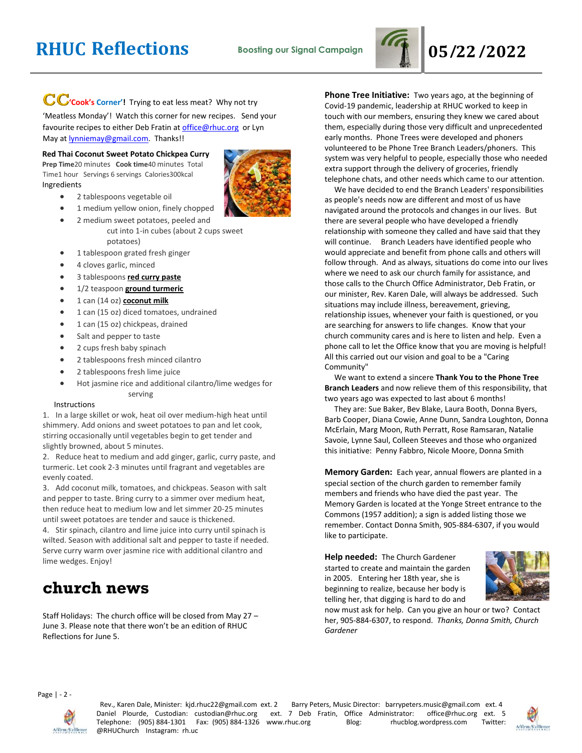# RHUC Reflections

**Boosting our Signal Campaign**

**05/22/2022**

**CC 'Cook's Corner'!** Trying to eat less meat? Why not try 'Meatless Monday'! Watch this corner for new recipes. Send your favourite recipes to either Deb Fratin at office@rhuc.org or Lyn May at lynniemay@gmail.com. Thanks!!

**Red Thai Coconut Sweet Potato Chickpea Curry**

**Prep Time** 20 minutes **Cook time** 40 minutes Total Time 1 hour Servings 6 servings Calories 300kcal

Ingredients

- 2 tablespoons vegetable oil
- 1 medium yellow onion, finely chopped
- 2 medium sweet potatoes, peeled and cut into 1-in cubes (about 2 cups sweet potatoes)
- 1 tablespoon grated fresh ginger
- 4 cloves garlic, minced
- 3 tablespoons **red curry paste**
- 1/2 teaspoon **ground turmeric**
- 1 can (14 oz) **coconut milk**
- 1 can (15 oz) diced tomatoes, undrained
- 1 can (15 oz) chickpeas, drained
- Salt and pepper to taste
- 2 cups fresh baby spinach
- 2 tablespoons fresh minced cilantro
- 2 tablespoons fresh lime juice
- Hot jasmine rice and additional cilantro/lime wedges for serving

Instructions

1. In a large skillet or wok, heat oil over medium-high heat until shimmery. Add onions and sweet potatoes to pan and let cook, stirring occasionally until vegetables begin to get tender and slightly browned, about 5 minutes.
2. Reduce heat to medium and add ginger, garlic, curry paste, and turmeric. Let cook 2-3 minutes until fragrant and vegetables are evenly coated.
3. Add coconut milk, tomatoes, and chickpeas. Season with salt and pepper to taste. Bring curry to a simmer over medium heat, then reduce heat to medium low and let simmer 20-25 minutes until sweet potatoes are tender and sauce is thickened.
4. Stir spinach, cilantro and lime juice into curry until spinach is wilted. Season with additional salt and pepper to taste if needed. Serve curry warm over jasmine rice with additional cilantro and lime wedges. Enjoy!

# church news

Staff Holidays: The church office will be closed from May 27 – June 3. Please note that there won't be an edition of RHUC Reflections for June 5.

**Phone Tree Initiative:** Two years ago, at the beginning of Covid-19 pandemic, leadership at RHUC worked to keep in touch with our members, ensuring they knew we cared about them, especially during those very difficult and unprecedented early months. Phone Trees were developed and phoners volunteered to be Phone Tree Branch Leaders/phoners. This system was very helpful to people, especially those who needed extra support through the delivery of groceries, friendly telephone chats, and other needs which came to our attention.

We have decided to end the Branch Leaders' responsibilities as people's needs now are different and most of us have navigated around the protocols and changes in our lives. But there are several people who have developed a friendly relationship with someone they called and have said that they will continue. Branch Leaders have identified people who would appreciate and benefit from phone calls and others will follow through. And as always, situations do come into our lives where we need to ask our church family for assistance, and those calls to the Church Office Administrator, Deb Fratin, or our minister, Rev. Karen Dale, will always be addressed. Such situations may include illness, bereavement, grieving, relationship issues, whenever your faith is questioned, or you are searching for answers to life changes. Know that your church community cares and is here to listen and help. Even a phone call to let the Office know that you are moving is helpful! All this carried out our vision and goal to be a "Caring Community"

We want to extend a sincere **Thank You to the Phone Tree Branch Leaders** and now relieve them of this responsibility, that two years ago was expected to last about 6 months!

They are: Sue Baker, Bev Blake, Laura Booth, Donna Byers, Barb Cooper, Diana Cowie, Anne Dunn, Sandra Loughton, Donna McErlain, Marg Moon, Ruth Perratt, Rose Ramsaran, Natalie Savoie, Lynne Saul, Colleen Steeves and those who organized this initiative: Penny Fabbro, Nicole Moore, Donna Smith

**Memory Garden:** Each year, annual flowers are planted in a special section of the church garden to remember family members and friends who have died the past year. The Memory Garden is located at the Yonge Street entrance to the Commons (1957 addition); a sign is added listing those we remember. Contact Donna Smith, 905-884-6307, if you would like to participate.

**Help needed:** The Church Gardener started to create and maintain the garden in 2005. Entering her 18th year, she is beginning to realize, because her body is telling her, that digging is hard to do and now must ask for help. Can you give an hour or two? Contact her, 905-884-6307, to respond. *Thanks, Donna Smith, Church Gardener*

Rev., Karen Dale, Minister: kjd.rhuc22@gmail.com ext. 2 Barry Peters, Music Director: barrypeters.music@gmail.com ext. 4 Daniel Plourde, Custodian: custodian@rhuc.org ext. 7 Deb Fratin, Office Administrator: office@rhuc.org ext. 5 Telephone: (905) 884-1301 Fax: (905) 884-1326 www.rhuc.org Blog: rhucblog.wordpress.com Twitter: @RHUChurch Instagram: rh.uc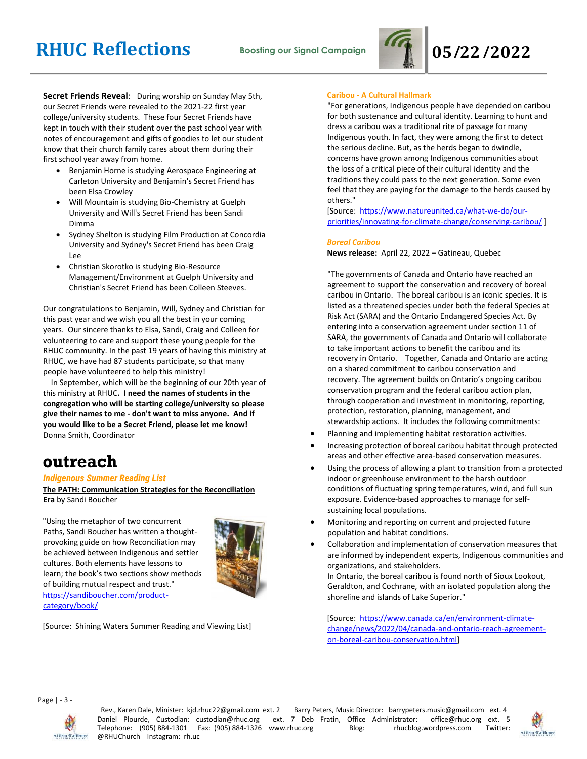**Secret Friends Reveal**: During worship on Sunday May 5th, our Secret Friends were revealed to the 2021-22 first year college/university students. These four Secret Friends have kept in touch with their student over the past school year with notes of encouragement and gifts of goodies to let our student know that their church family cares about them during their first school year away from home.

- Benjamin Horne is studying Aerospace Engineering at Carleton University and Benjamin's Secret Friend has been Elsa Crowley
- Will Mountain is studying Bio-Chemistry at Guelph University and Will's Secret Friend has been Sandi Dimma
- Sydney Shelton is studying Film Production at Concordia University and Sydney's Secret Friend has been Craig Lee
- Christian Skorotko is studying Bio-Resource Management/Environment at Guelph University and Christian's Secret Friend has been Colleen Steeves.

Our congratulations to Benjamin, Will, Sydney and Christian for this past year and we wish you all the best in your coming years. Our sincere thanks to Elsa, Sandi, Craig and Colleen for volunteering to care and support these young people for the RHUC community. In the past 19 years of having this ministry at RHUC, we have had 87 students participate, so that many people have volunteered to help this ministry!

In September, which will be the beginning of our 20th year of this ministry at RHUC**. I need the names of students in the congregation who will be starting college/university so please give their names to me - don't want to miss anyone. And if you would like to be a Secret Friend, please let me know!**
Donna Smith, Coordinator

# outreach

### *Indigenous Summer Reading List*

**The PATH: Communication Strategies for the Reconciliation Era** by Sandi Boucher

"Using the metaphor of two concurrent Paths, Sandi Boucher has written a thought-provoking guide on how Reconciliation may be achieved between Indigenous and settler cultures. Both elements have lessons to learn; the book's two sections show methods of building mutual respect and trust."
https://sandiboucher.com/product-category/book/

[Source: Shining Waters Summer Reading and Viewing List]

### Caribou - A Cultural Hallmark

"For generations, Indigenous people have depended on caribou for both sustenance and cultural identity. Learning to hunt and dress a caribou was a traditional rite of passage for many Indigenous youth. In fact, they were among the first to detect the serious decline. But, as the herds began to dwindle, concerns have grown among Indigenous communities about the loss of a critical piece of their cultural identity and the traditions they could pass to the next generation. Some even feel that they are paying for the damage to the herds caused by others."
[Source: https://www.natureunited.ca/what-we-do/our-priorities/innovating-for-climate-change/conserving-caribou/ ]

### *Boreal Caribou*

**News release:** April 22, 2022 – Gatineau, Quebec

"The governments of Canada and Ontario have reached an agreement to support the conservation and recovery of boreal caribou in Ontario. The boreal caribou is an iconic species. It is listed as a threatened species under both the federal Species at Risk Act (SARA) and the Ontario Endangered Species Act. By entering into a conservation agreement under section 11 of SARA, the governments of Canada and Ontario will collaborate to take important actions to benefit the caribou and its recovery in Ontario. Together, Canada and Ontario are acting on a shared commitment to caribou conservation and recovery. The agreement builds on Ontario's ongoing caribou conservation program and the federal caribou action plan, through cooperation and investment in monitoring, reporting, protection, restoration, planning, management, and stewardship actions. It includes the following commitments:

- Planning and implementing habitat restoration activities.
- Increasing protection of boreal caribou habitat through protected areas and other effective area-based conservation measures.
- Using the process of allowing a plant to transition from a protected indoor or greenhouse environment to the harsh outdoor conditions of fluctuating spring temperatures, wind, and full sun exposure. Evidence-based approaches to manage for self-sustaining local populations.
- Monitoring and reporting on current and projected future population and habitat conditions.
- Collaboration and implementation of conservation measures that are informed by independent experts, Indigenous communities and organizations, and stakeholders.

In Ontario, the boreal caribou is found north of Sioux Lookout, Geraldton, and Cochrane, with an isolated population along the shoreline and islands of Lake Superior."

[Source: https://www.canada.ca/en/environment-climate-change/news/2022/04/canada-and-ontario-reach-agreement-on-boreal-caribou-conservation.html]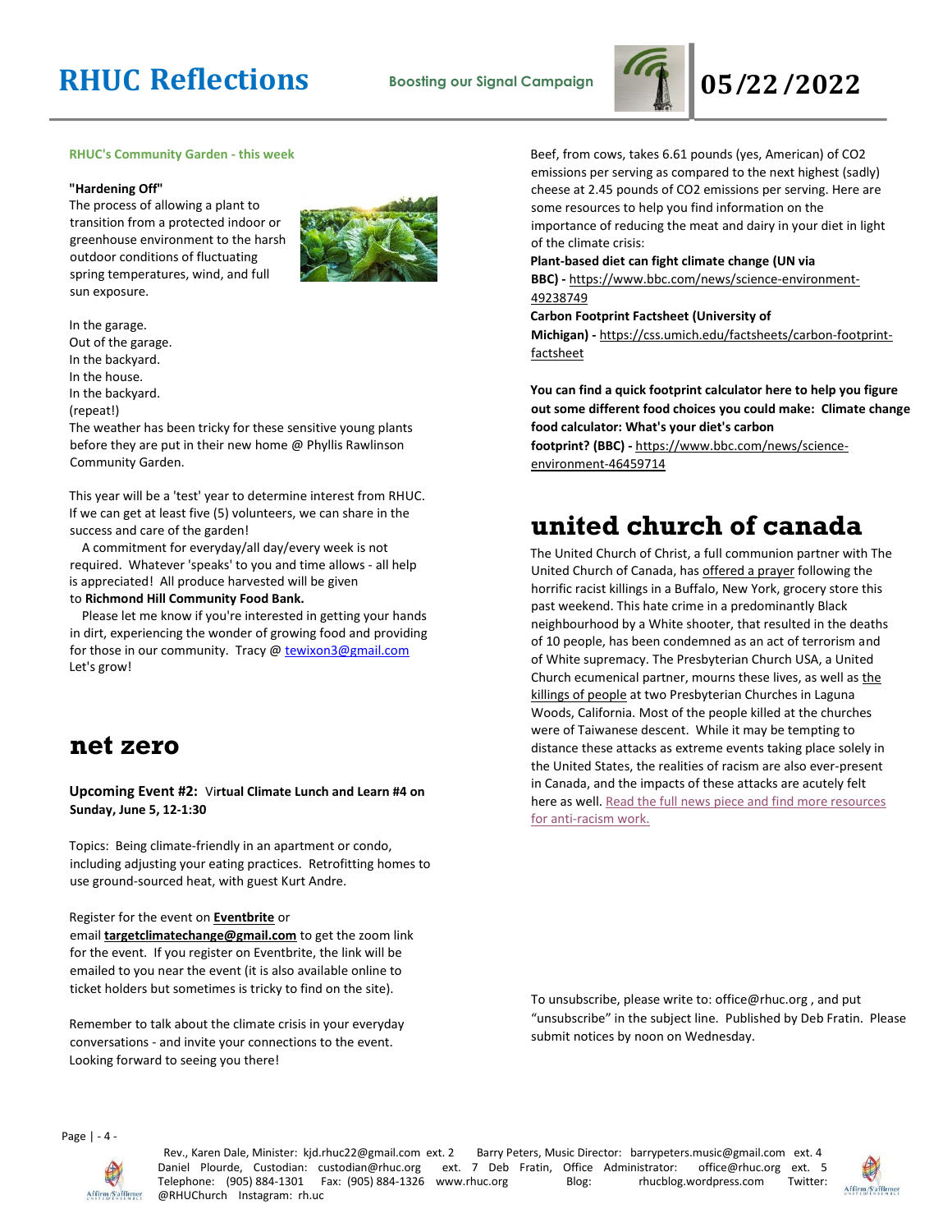**RHUC's Community Garden - this week**

**"Hardening Off"**
The process of allowing a plant to transition from a protected indoor or greenhouse environment to the harsh outdoor conditions of fluctuating spring temperatures, wind, and full sun exposure.

In the garage.
Out of the garage.
In the backyard.
In the house.
In the backyard.
(repeat!)
The weather has been tricky for these sensitive young plants before they are put in their new home @ Phyllis Rawlinson Community Garden.

This year will be a 'test' year to determine interest from RHUC. If we can get at least five (5) volunteers, we can share in the success and care of the garden!

A commitment for everyday/all day/every week is not required. Whatever 'speaks' to you and time allows - all help is appreciated! All produce harvested will be given to **Richmond Hill Community Food Bank.**

Please let me know if you're interested in getting your hands in dirt, experiencing the wonder of growing food and providing for those in our community. Tracy @ tewixon3@gmail.com
Let's grow!

# net zero

**Upcoming Event #2: Virtual Climate Lunch and Learn #4 on Sunday, June 5, 12-1:30**

Topics: Being climate-friendly in an apartment or condo, including adjusting your eating practices. Retrofitting homes to use ground-sourced heat, with guest Kurt Andre.

Register for the event on **Eventbrite** or email **targetclimatechange@gmail.com** to get the zoom link for the event. If you register on Eventbrite, the link will be emailed to you near the event (it is also available online to ticket holders but sometimes is tricky to find on the site).

Remember to talk about the climate crisis in your everyday conversations - and invite your connections to the event. Looking forward to seeing you there!

Beef, from cows, takes 6.61 pounds (yes, American) of $CO_2$ emissions per serving as compared to the next highest (sadly) cheese at 2.45 pounds of $CO_2$ emissions per serving. Here are some resources to help you find information on the importance of reducing the meat and dairy in your diet in light of the climate crisis:

**Plant-based diet can fight climate change (UN via BBC) -** https://www.bbc.com/news/science-environment-49238749

**Carbon Footprint Factsheet (University of Michigan) -** https://css.umich.edu/factsheets/carbon-footprint-factsheet

**You can find a quick footprint calculator here to help you figure out some different food choices you could make: Climate change food calculator: What's your diet's carbon footprint? (BBC) -** https://www.bbc.com/news/science-environment-46459714

# united church of canada

The United Church of Christ, a full communion partner with The United Church of Canada, has offered a prayer following the horrific racist killings in a Buffalo, New York, grocery store this past weekend. This hate crime in a predominantly Black neighbourhood by a White shooter, that resulted in the deaths of 10 people, has been condemned as an act of terrorism and of White supremacy. The Presbyterian Church USA, a United Church ecumenical partner, mourns these lives, as well as the killings of people at two Presbyterian Churches in Laguna Woods, California. Most of the people killed at the churches were of Taiwanese descent. While it may be tempting to distance these attacks as extreme events taking place solely in the United States, the realities of racism are also ever-present in Canada, and the impacts of these attacks are acutely felt here as well. Read the full news piece and find more resources for anti-racism work.

To unsubscribe, please write to: office@rhuc.org , and put "unsubscribe" in the subject line. Published by Deb Fratin. Please submit notices by noon on Wednesday.